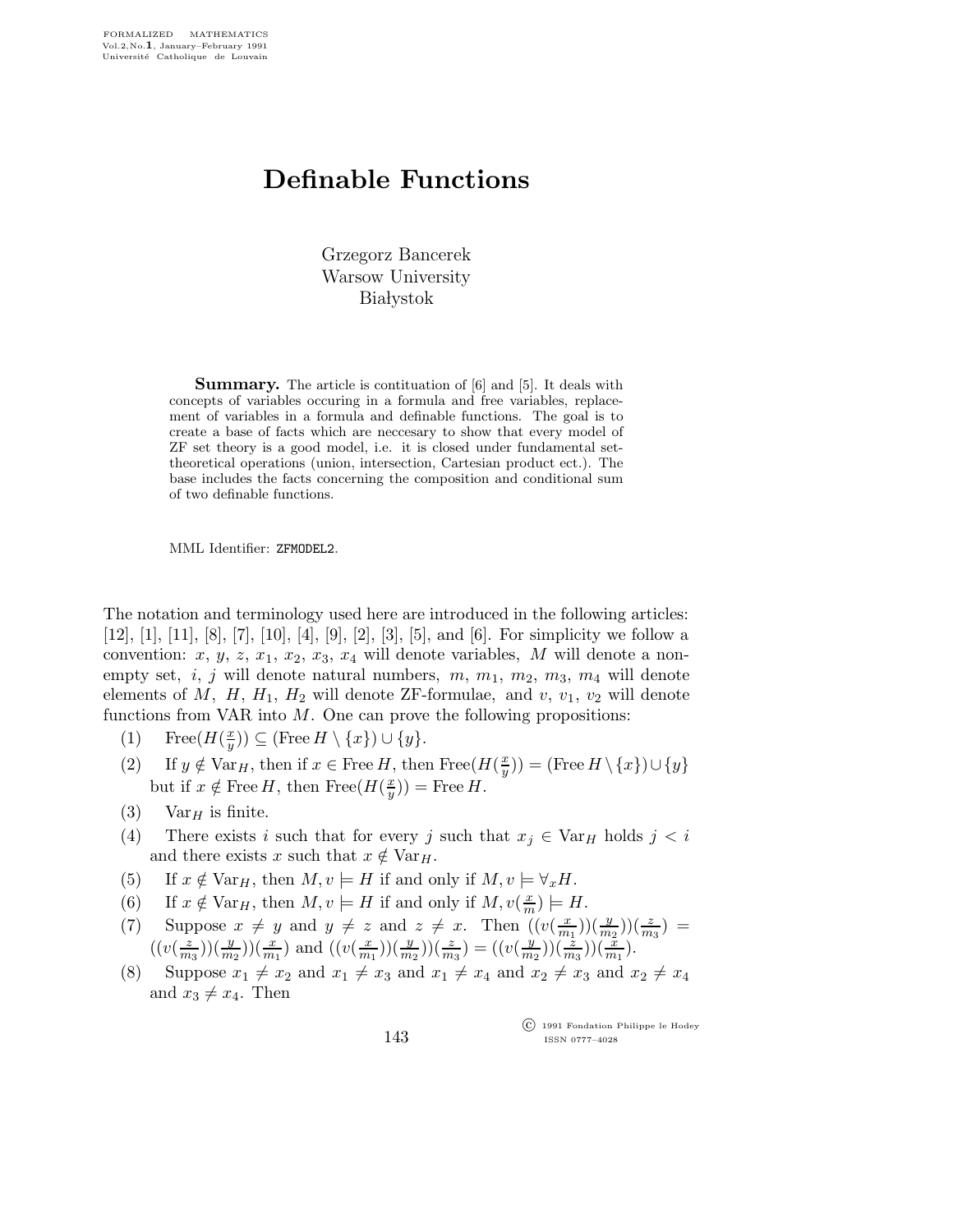# Definable Functions

Grzegorz Bancerek
Warsow University
Białystok

**Summary.** The article is contituation of [6] and [5]. It deals with concepts of variables occuring in a formula and free variables, replacement of variables in a formula and definable functions. The goal is to create a base of facts which are neccesary to show that every model of ZF set theory is a good model, i.e. it is closed under fundamental set-theoretical operations (union, intersection, Cartesian product ect.). The base includes the facts concerning the composition and conditional sum of two definable functions.

MML Identifier: ZFMODEL2.

The notation and terminology used here are introduced in the following articles: [12], [1], [11], [8], [7], [10], [4], [9], [2], [3], [5], and [6]. For simplicity we follow a convention: $x$, $y$, $z$, $x_1$, $x_2$, $x_3$, $x_4$ will denote variables, $M$ will denote a non-empty set, $i$, $j$ will denote natural numbers, $m$, $m_1$, $m_2$, $m_3$, $m_4$ will denote elements of $M$, $H$, $H_1$, $H_2$ will denote ZF-formulae, and $v$, $v_1$, $v_2$ will denote functions from VAR into $M$. One can prove the following propositions:

(1) $\mathrm{Free}(H(\frac{x}{y})) \subseteq (\mathrm{Free}\,H \setminus \{x\}) \cup \{y\}$.

(2) If $y \notin \mathrm{Var}_H$, then if $x \in \mathrm{Free}\,H$, then $\mathrm{Free}(H(\frac{x}{y})) = (\mathrm{Free}\,H \setminus \{x\}) \cup \{y\}$ but if $x \notin \mathrm{Free}\,H$, then $\mathrm{Free}(H(\frac{x}{y})) = \mathrm{Free}\,H$.

(3) $\mathrm{Var}_H$ is finite.

(4) There exists $i$ such that for every $j$ such that $x_j \in \mathrm{Var}_H$ holds $j < i$ and there exists $x$ such that $x \notin \mathrm{Var}_H$.

(5) If $x \notin \mathrm{Var}_H$, then $M, v \models H$ if and only if $M, v \models \forall_x H$.

(6) If $x \notin \mathrm{Var}_H$, then $M, v \models H$ if and only if $M, v(\frac{x}{m}) \models H$.

(7) Suppose $x \neq y$ and $y \neq z$ and $z \neq x$. Then $((v(\frac{x}{m_1}))(\frac{y}{m_2}))(\frac{z}{m_3}) = ((v(\frac{z}{m_3}))(\frac{y}{m_2}))(\frac{x}{m_1})$ and $((v(\frac{x}{m_1}))(\frac{y}{m_2}))(\frac{z}{m_3}) = ((v(\frac{y}{m_2}))(\frac{z}{m_3}))(\frac{x}{m_1})$.

(8) Suppose $x_1 \neq x_2$ and $x_1 \neq x_3$ and $x_1 \neq x_4$ and $x_2 \neq x_3$ and $x_2 \neq x_4$ and $x_3 \neq x_4$. Then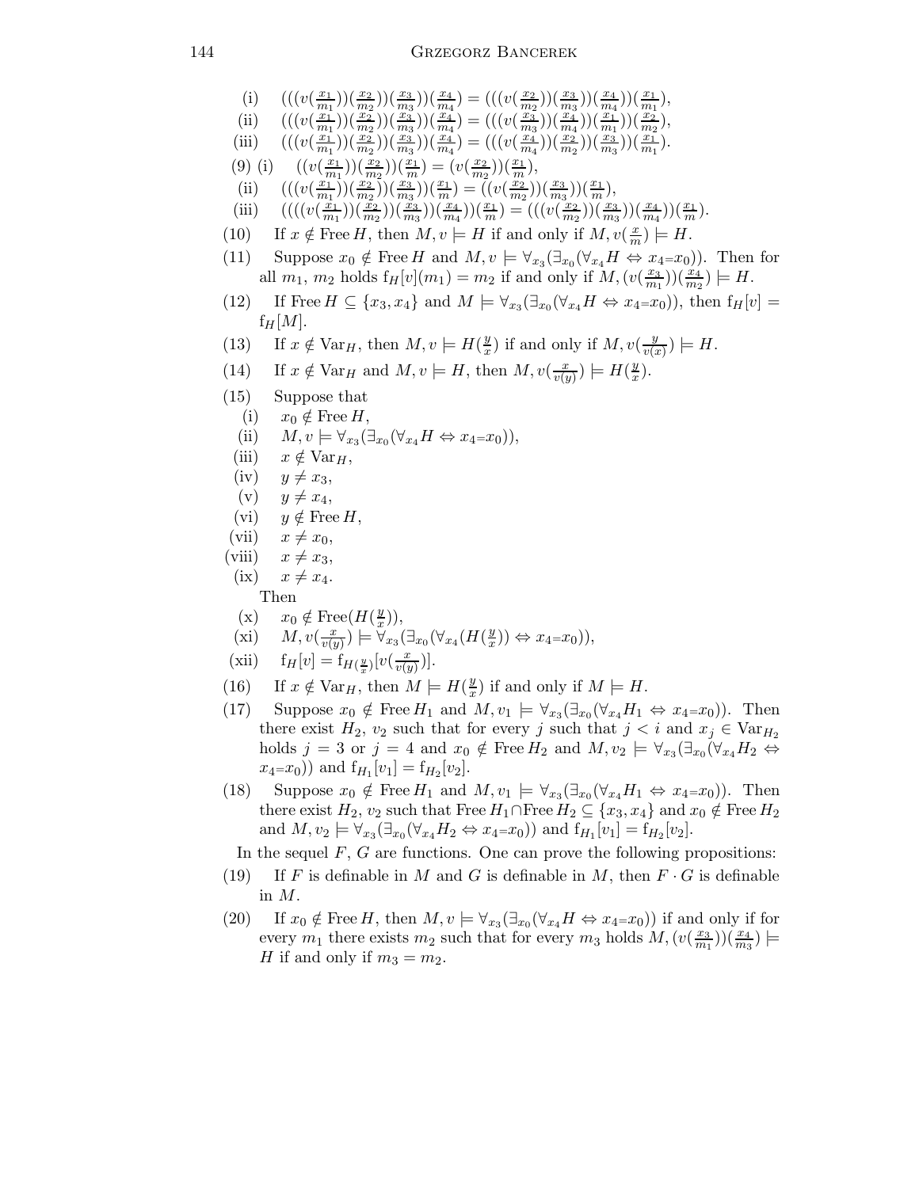(i) $(((v(\frac{x_1}{m_1}))(\frac{x_2}{m_2}))(\frac{x_3}{m_3}))(\frac{x_4}{m_4}) = (((v(\frac{x_2}{m_2}))(\frac{x_3}{m_3}))(\frac{x_4}{m_4}))(\frac{x_1}{m_1})$,

(ii) $(((v(\frac{x_1}{m_1}))(\frac{x_2}{m_2}))(\frac{x_3}{m_3}))(\frac{x_4}{m_4}) = (((v(\frac{x_3}{m_3}))(\frac{x_4}{m_4}))(\frac{x_1}{m_1}))(\frac{x_2}{m_2})$,

(iii) $(((v(\frac{x_1}{m_1}))(\frac{x_2}{m_2}))(\frac{x_3}{m_3}))(\frac{x_4}{m_4}) = (((v(\frac{x_4}{m_4}))(\frac{x_2}{m_2}))(\frac{x_3}{m_3}))(\frac{x_1}{m_1})$.

(9) (i) $((v(\frac{x_1}{m_1}))(\frac{x_2}{m_2}))(\frac{x_1}{m}) = (v(\frac{x_2}{m_2}))(\frac{x_1}{m})$,

(ii) $(((v(\frac{x_1}{m_1}))(\frac{x_2}{m_2}))(\frac{x_3}{m_3}))(\frac{x_1}{m}) = ((v(\frac{x_2}{m_2}))(\frac{x_3}{m_3}))(\frac{x_1}{m})$,

(iii) $((((v(\frac{x_1}{m_1}))(\frac{x_2}{m_2}))(\frac{x_3}{m_3}))(\frac{x_4}{m_4}))(\frac{x_1}{m}) = (((v(\frac{x_2}{m_2}))(\frac{x_3}{m_3}))(\frac{x_4}{m_4}))(\frac{x_1}{m})$.

(10) If $x \notin \mathrm{Free}\, H$, then $M, v \models H$ if and only if $M, v(\frac{x}{m}) \models H$.

(11) Suppose $x_0 \notin \mathrm{Free}\, H$ and $M, v \models \forall_{x_3}(\exists_{x_0}(\forall_{x_4} H \Leftrightarrow x_4{=}x_0))$. Then for all $m_1$, $m_2$ holds $\mathrm{f}_H[v](m_1) = m_2$ if and only if $M, (v(\frac{x_3}{m_1}))(\frac{x_4}{m_2}) \models H$.

(12) If $\mathrm{Free}\, H \subseteq \{x_3, x_4\}$ and $M \models \forall_{x_3}(\exists_{x_0}(\forall_{x_4} H \Leftrightarrow x_4{=}x_0))$, then $\mathrm{f}_H[v] = \mathrm{f}_H[M]$.

(13) If $x \notin \mathrm{Var}_H$, then $M, v \models H(\frac{y}{x})$ if and only if $M, v(\frac{y}{v(x)}) \models H$.

(14) If $x \notin \mathrm{Var}_H$ and $M, v \models H$, then $M, v(\frac{x}{v(y)}) \models H(\frac{y}{x})$.

(15) Suppose that

(i) $x_0 \notin \mathrm{Free}\, H$,

(ii) $M, v \models \forall_{x_3}(\exists_{x_0}(\forall_{x_4} H \Leftrightarrow x_4{=}x_0))$,

(iii) $x \notin \mathrm{Var}_H$,

(iv) $y \neq x_3$,

(v) $y \neq x_4$,

(vi) $y \notin \mathrm{Free}\, H$,

(vii) $x \neq x_0$,

(viii) $x \neq x_3$,

(ix) $x \neq x_4$.

Then

(x) $x_0 \notin \mathrm{Free}(H(\frac{y}{x}))$,

(xi) $M, v(\frac{x}{v(y)}) \models \forall_{x_3}(\exists_{x_0}(\forall_{x_4}(H(\frac{y}{x})) \Leftrightarrow x_4{=}x_0))$,

(xii) $\mathrm{f}_H[v] = \mathrm{f}_{H(\frac{y}{x})}[v(\frac{x}{v(y)})]$.

(16) If $x \notin \mathrm{Var}_H$, then $M \models H(\frac{y}{x})$ if and only if $M \models H$.

(17) Suppose $x_0 \notin \mathrm{Free}\, H_1$ and $M, v_1 \models \forall_{x_3}(\exists_{x_0}(\forall_{x_4} H_1 \Leftrightarrow x_4{=}x_0))$. Then there exist $H_2$, $v_2$ such that for every $j$ such that $j < i$ and $x_j \in \mathrm{Var}_{H_2}$ holds $j = 3$ or $j = 4$ and $x_0 \notin \mathrm{Free}\, H_2$ and $M, v_2 \models \forall_{x_3}(\exists_{x_0}(\forall_{x_4} H_2 \Leftrightarrow x_4{=}x_0))$ and $\mathrm{f}_{H_1}[v_1] = \mathrm{f}_{H_2}[v_2]$.

(18) Suppose $x_0 \notin \mathrm{Free}\, H_1$ and $M, v_1 \models \forall_{x_3}(\exists_{x_0}(\forall_{x_4} H_1 \Leftrightarrow x_4{=}x_0))$. Then there exist $H_2$, $v_2$ such that $\mathrm{Free}\, H_1 \cap \mathrm{Free}\, H_2 \subseteq \{x_3, x_4\}$ and $x_0 \notin \mathrm{Free}\, H_2$ and $M, v_2 \models \forall_{x_3}(\exists_{x_0}(\forall_{x_4} H_2 \Leftrightarrow x_4{=}x_0))$ and $\mathrm{f}_{H_1}[v_1] = \mathrm{f}_{H_2}[v_2]$.

In the sequel $F$, $G$ are functions. One can prove the following propositions:

(19) If $F$ is definable in $M$ and $G$ is definable in $M$, then $F \cdot G$ is definable in $M$.

(20) If $x_0 \notin \mathrm{Free}\, H$, then $M, v \models \forall_{x_3}(\exists_{x_0}(\forall_{x_4} H \Leftrightarrow x_4{=}x_0))$ if and only if for every $m_1$ there exists $m_2$ such that for every $m_3$ holds $M, (v(\frac{x_3}{m_1}))(\frac{x_4}{m_3}) \models H$ if and only if $m_3 = m_2$.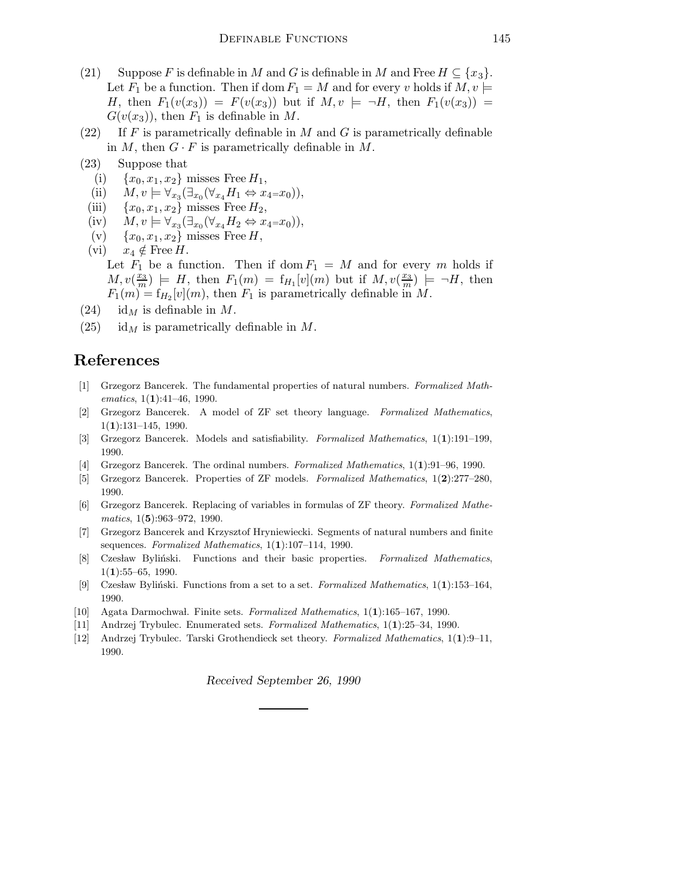(21) Suppose $F$ is definable in $M$ and $G$ is definable in $M$ and Free $H \subseteq \{x_3\}$. Let $F_1$ be a function. Then if dom $F_1 = M$ and for every $v$ holds if $M, v \models H$, then $F_1(v(x_3)) = F(v(x_3))$ but if $M, v \models \neg H$, then $F_1(v(x_3)) = G(v(x_3))$, then $F_1$ is definable in $M$.

(22) If $F$ is parametrically definable in $M$ and $G$ is parametrically definable in $M$, then $G \cdot F$ is parametrically definable in $M$.

(23) Suppose that

(i) $\{x_0, x_1, x_2\}$ misses Free $H_1$,

(ii) $M, v \models \forall_{x_3}(\exists_{x_0}(\forall_{x_4} H_1 \Leftrightarrow x_4{=}x_0))$,

(iii) $\{x_0, x_1, x_2\}$ misses Free $H_2$,

(iv) $M, v \models \forall_{x_3}(\exists_{x_0}(\forall_{x_4} H_2 \Leftrightarrow x_4{=}x_0))$,

(v) $\{x_0, x_1, x_2\}$ misses Free $H$,

(vi) $x_4 \notin$ Free $H$.

Let $F_1$ be a function. Then if dom $F_1 = M$ and for every $m$ holds if $M, v(\frac{x_3}{m}) \models H$, then $F_1(m) = \mathrm{f}_{H_1}[v](m)$ but if $M, v(\frac{x_3}{m}) \models \neg H$, then $F_1(m) = \mathrm{f}_{H_2}[v](m)$, then $F_1$ is parametrically definable in $M$.

(24) $\mathrm{id}_M$ is definable in $M$.

(25) $\mathrm{id}_M$ is parametrically definable in $M$.

## References

[1] Grzegorz Bancerek. The fundamental properties of natural numbers. *Formalized Mathematics*, 1(**1**):41–46, 1990.

[2] Grzegorz Bancerek. A model of ZF set theory language. *Formalized Mathematics*, 1(**1**):131–145, 1990.

[3] Grzegorz Bancerek. Models and satisfiability. *Formalized Mathematics*, 1(**1**):191–199, 1990.

[4] Grzegorz Bancerek. The ordinal numbers. *Formalized Mathematics*, 1(**1**):91–96, 1990.

[5] Grzegorz Bancerek. Properties of ZF models. *Formalized Mathematics*, 1(**2**):277–280, 1990.

[6] Grzegorz Bancerek. Replacing of variables in formulas of ZF theory. *Formalized Mathematics*, 1(**5**):963–972, 1990.

[7] Grzegorz Bancerek and Krzysztof Hryniewiecki. Segments of natural numbers and finite sequences. *Formalized Mathematics*, 1(**1**):107–114, 1990.

[8] Czesław Byliński. Functions and their basic properties. *Formalized Mathematics*, 1(**1**):55–65, 1990.

[9] Czesław Byliński. Functions from a set to a set. *Formalized Mathematics*, 1(**1**):153–164, 1990.

[10] Agata Darmochwał. Finite sets. *Formalized Mathematics*, 1(**1**):165–167, 1990.

[11] Andrzej Trybulec. Enumerated sets. *Formalized Mathematics*, 1(**1**):25–34, 1990.

[12] Andrzej Trybulec. Tarski Grothendieck set theory. *Formalized Mathematics*, 1(**1**):9–11, 1990.

*Received September 26, 1990*